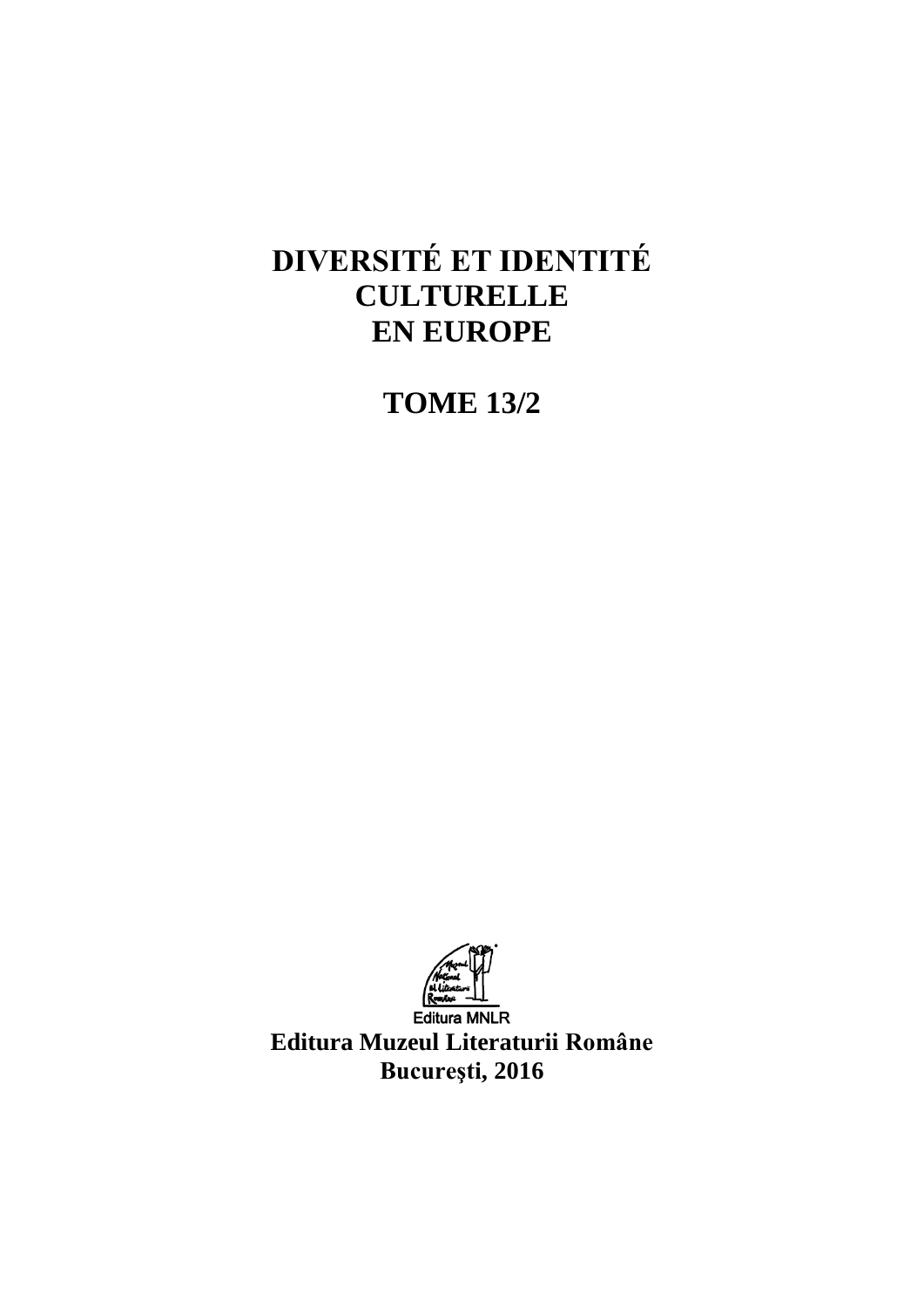# DIVERSITÉ ET IDENTITÉ CULTURELLE EN EUROPE

## TOME 13/2

Editura MNLR

**Editura Muzeul Literaturii Române**
**Bucureşti, 2016**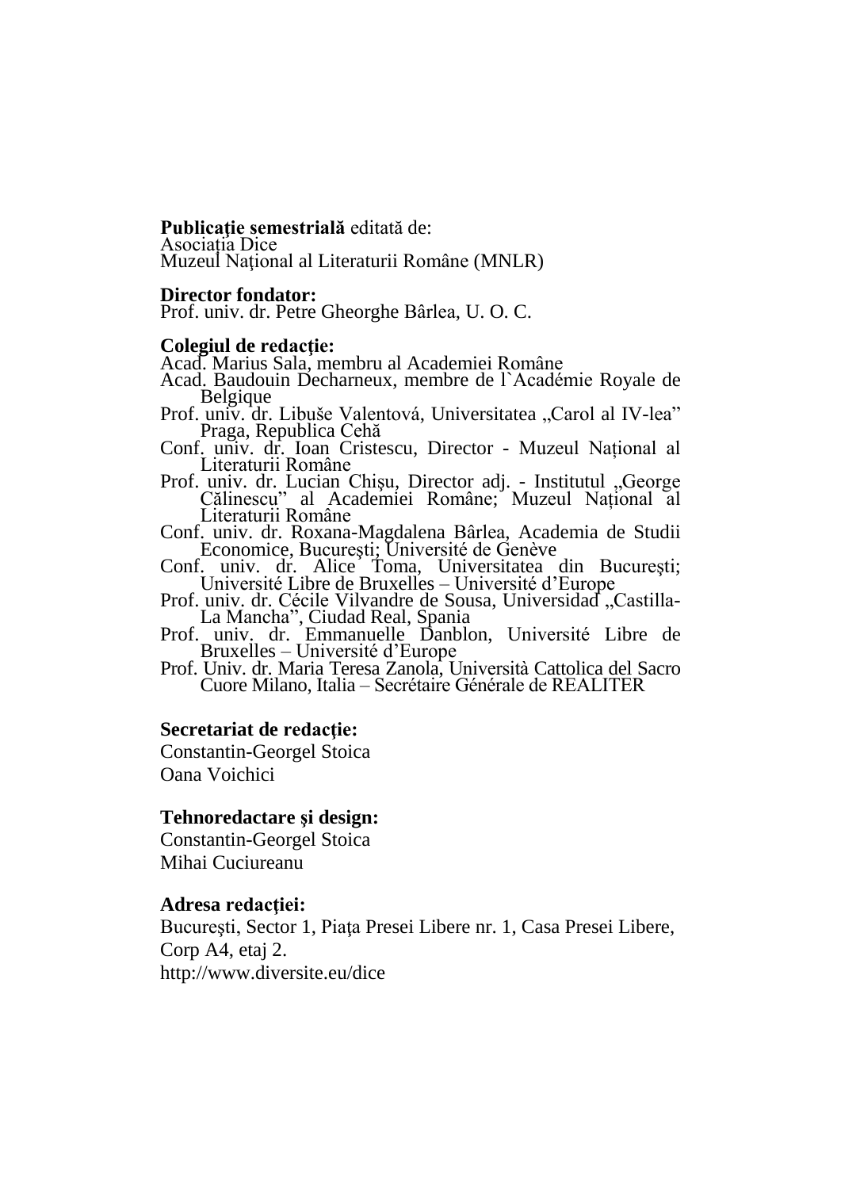**Publicaţie semestrială** editată de:
Asociaţia Dice
Muzeul Naţional al Literaturii Române (MNLR)

**Director fondator:**
Prof. univ. dr. Petre Gheorghe Bârlea, U. O. C.

**Colegiul de redacţie:**
Acad. Marius Sala, membru al Academiei Române
Acad. Baudouin Decharneux, membre de l`Académie Royale de Belgique
Prof. univ. dr. Libuše Valentová, Universitatea „Carol al IV-lea" Praga, Republica Cehă
Conf. univ. dr. Ioan Cristescu, Director - Muzeul Național al Literaturii Române
Prof. univ. dr. Lucian Chişu, Director adj. - Institutul „George Călinescu" al Academiei Române; Muzeul Național al Literaturii Române
Conf. univ. dr. Roxana-Magdalena Bârlea, Academia de Studii Economice, Bucureşti; Université de Genève
Conf. univ. dr. Alice Toma, Universitatea din Bucureşti; Université Libre de Bruxelles – Université d'Europe
Prof. univ. dr. Cécile Vilvandre de Sousa, Universidad „Castilla-La Mancha", Ciudad Real, Spania
Prof. univ. dr. Emmanuelle Danblon, Université Libre de Bruxelles – Université d'Europe
Prof. Univ. dr. Maria Teresa Zanola, Università Cattolica del Sacro Cuore Milano, Italia – Secrétaire Générale de REALITER

**Secretariat de redacţie:**
Constantin-Georgel Stoica
Oana Voichici

**Tehnoredactare şi design:**
Constantin-Georgel Stoica
Mihai Cuciureanu

**Adresa redacţiei:**
Bucureşti, Sector 1, Piaţa Presei Libere nr. 1, Casa Presei Libere, Corp A4, etaj 2.
http://www.diversite.eu/dice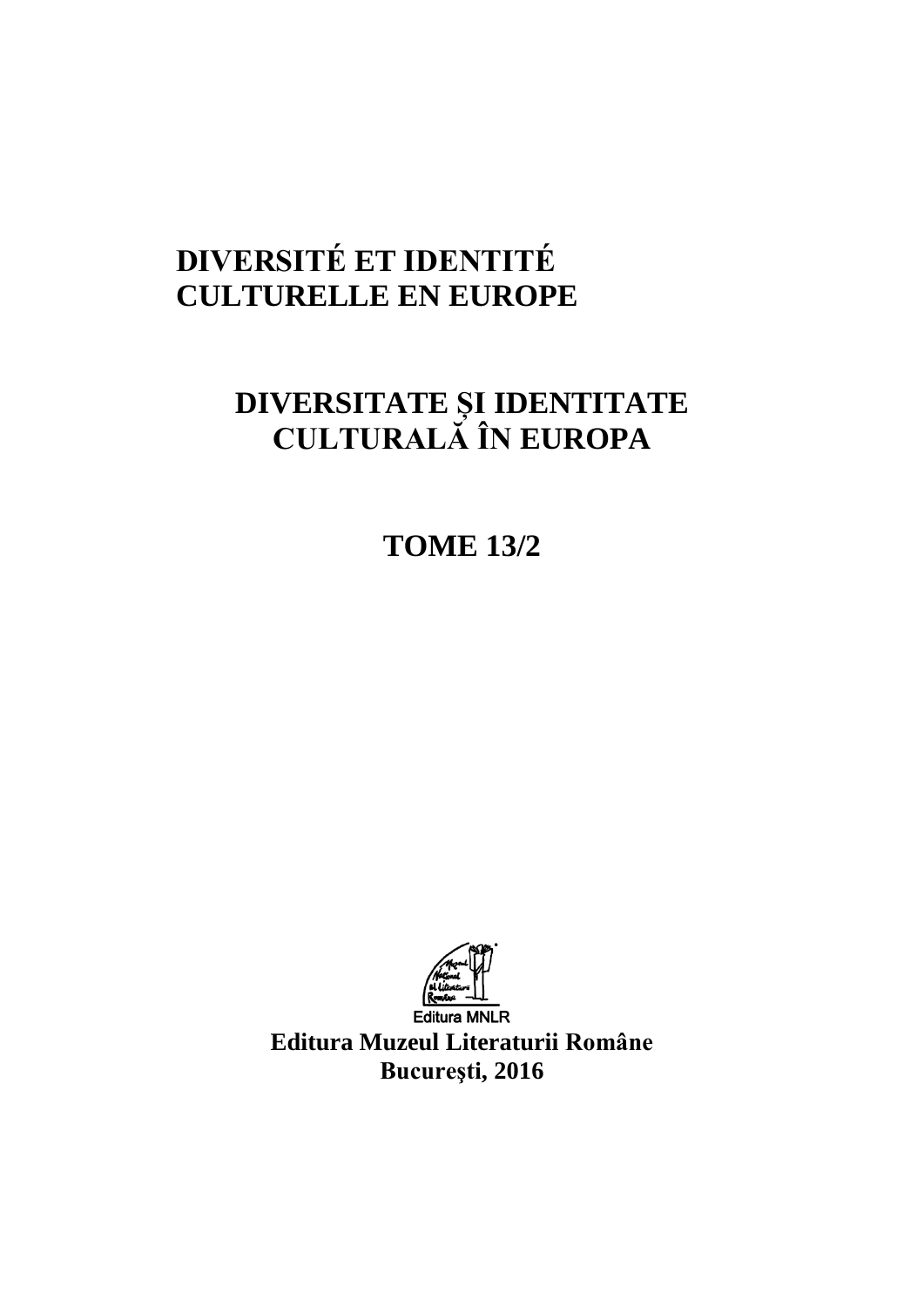# DIVERSITÉ ET IDENTITÉ CULTURELLE EN EUROPE

## DIVERSITATE ȘI IDENTITATE CULTURALĂ ÎN EUROPA

## TOME 13/2

Editura MNLR

**Editura Muzeul Literaturii Române**
**Bucureşti, 2016**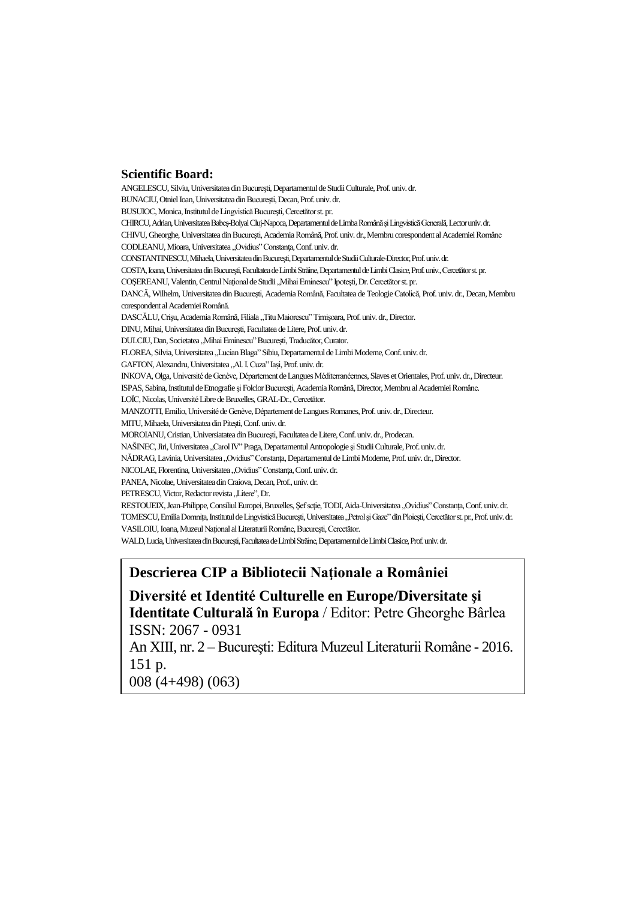**Scientific Board:**

ANGELESCU, Silviu, Universitatea din București, Departamentul de Studii Culturale, Prof. univ. dr.
BUNACIU, Otniel Ioan, Universitatea din București, Decan, Prof. univ. dr.
BUSUIOC, Monica, Institutul de Lingvistică București, Cercetător st. pr.
CHIRCU, Adrian, Universitatea Babeș-Bolyai Cluj-Napoca, Departamentul de Limba Română și Lingvistică Generală, Lector univ. dr.
CHIVU, Gheorghe, Universitatea din București, Academia Română, Prof. univ. dr., Membru corespondent al Academiei Române
CODLEANU, Mioara, Universitatea ,,Ovidius" Constanța, Conf. univ. dr.
CONSTANTINESCU, Mihaela, Universitatea din București, Departamentul de Studii Culturale-Director, Prof. univ. dr.
COSTA, Ioana, Universitatea din București, Facultatea de Limbi Străine, Departamentul de Limbi Clasice, Prof. univ., Cercetător st. pr.
COȘEREANU, Valentin, Centrul Național de Studii ,,Mihai Eminescu" Ipotești, Dr. Cercetător st. pr.
DANCĂ, Wilhelm, Universitatea din București, Academia Română, Facultatea de Teologie Catolică, Prof. univ. dr., Decan, Membru corespondent al Academiei Române.
DASCĂLU, Crișu, Academia Română, Filiala ,,Titu Maiorescu" Timișoara, Prof. univ. dr., Director.
DINU, Mihai, Universitatea din București, Facultatea de Litere, Prof. univ. dr.
DULCIU, Dan, Societatea ,,Mihai Eminescu" București, Traducător, Curator.
FLOREA, Silvia, Universitatea ,,Lucian Blaga" Sibiu, Departamentul de Limbi Moderne, Conf. univ. dr.
GAFTON, Alexandru, Universitatea ,,Al. I. Cuza" Iași, Prof. univ. dr.
INKOVA, Olga, Université de Genève, Département de Langues Méditerranéennes, Slaves et Orientales, Prof. univ. dr., Directeur.
ISPAS, Sabina, Institutul de Etnografie și Folclor București, Academia Română, Director, Membru al Academiei Române.
LOÏC, Nicolas, Université Libre de Bruxelles, GRAL-Dr., Cercetător.
MANZOTTI, Emilio, Université de Genève, Département de Langues Romanes, Prof. univ. dr., Directeur.
MITU, Mihaela, Universitatea din Pitești, Conf. univ. dr.
MOROIANU, Cristian, Universiatatea din București, Facultatea de Litere, Conf. univ. dr., Prodecan.
NAŠINEC, Jiri, Universitatea ,,Carol IV" Praga, Departamentul Antropologie și Studii Culturale, Prof. univ. dr.
NĂDRAG, Lavinia, Universitatea ,,Ovidius" Constanța, Departamentul de Limbi Moderne, Prof. univ. dr., Director.
NICOLAE, Florentina, Universitatea ,,Ovidius" Constanța, Conf. univ. dr.
PANEA, Nicolae, Universitatea din Craiova, Decan, Prof., univ. dr.
PETRESCU, Victor, Redactor revista ,,Litere", Dr.
RESTOUEIX, Jean-Philippe, Consiliul Europei, Bruxelles, Șef scție, TODI, Aida-Universitatea ,,Ovidius" Constanța, Conf. univ. dr.
TOMESCU, Emilia Domnița, Institutul de Lingvistică București, Universitatea ,,Petrol și Gaze" din Ploiești, Cercetător st. pr., Prof. univ. dr.
VASILOIU, Ioana, Muzeul Național al Literaturii Române, București, Cercetător.
WALD, Lucia, Universitatea din București, Facultatea de Limbi Străine, Departamentul de Limbi Clasice, Prof. univ. dr.

**Descrierea CIP a Bibliotecii Naţionale a României**

**Diversité et Identité Culturelle en Europe/Diversitate şi Identitate Culturală în Europa** / Editor: Petre Gheorghe Bârlea
ISSN: 2067 - 0931
An XIII, nr. 2 – București: Editura Muzeul Literaturii Române - 2016.
151 p.
008 (4+498) (063)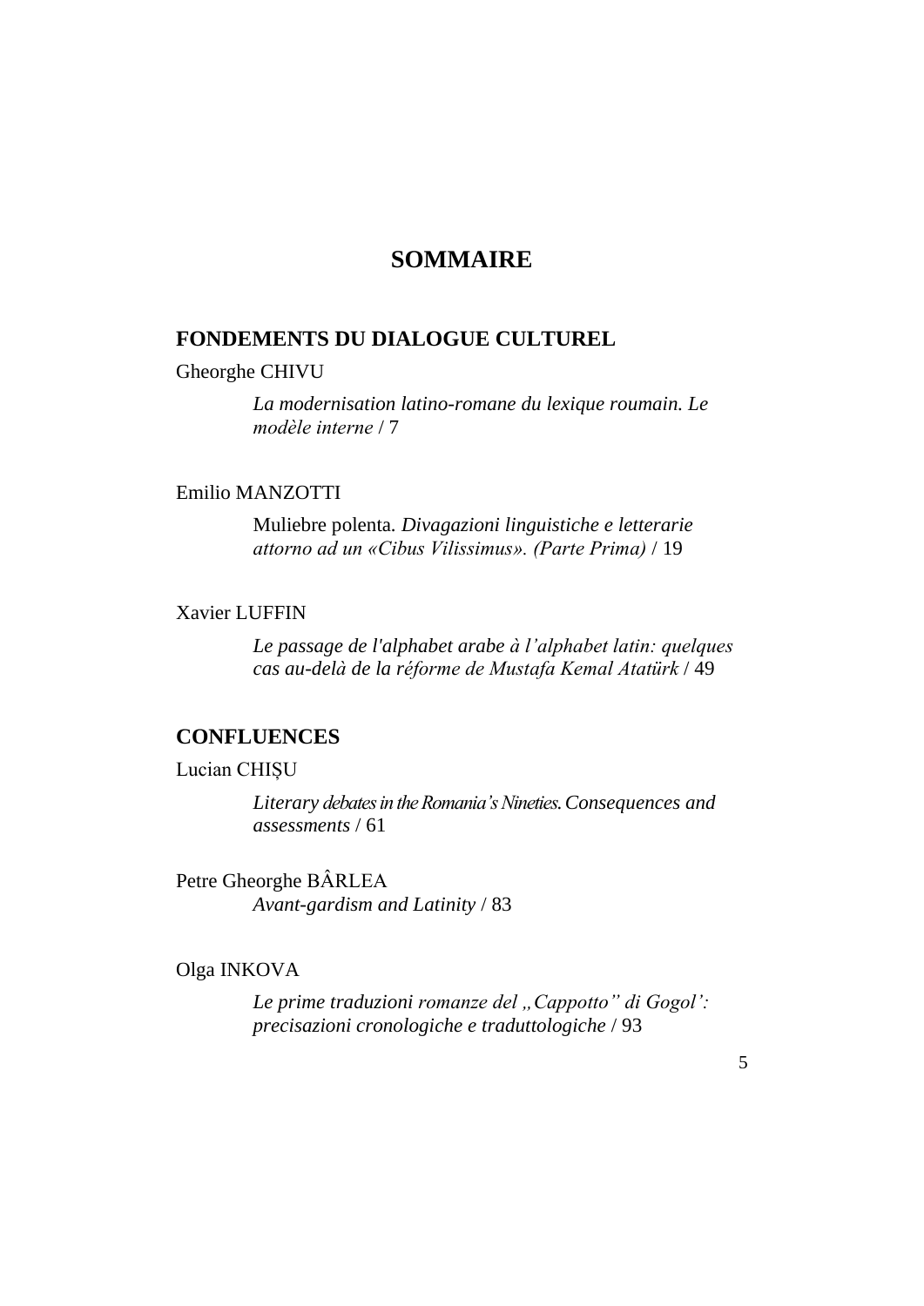# SOMMAIRE

## FONDEMENTS DU DIALOGUE CULTUREL

Gheorghe CHIVU

*La modernisation latino-romane du lexique roumain. Le modèle interne* / 7

Emilio MANZOTTI

Muliebre polenta. *Divagazioni linguistiche e letterarie attorno ad un «Cibus Vilissimus». (Parte Prima)* / 19

Xavier LUFFIN

*Le passage de l'alphabet arabe à l'alphabet latin: quelques cas au-delà de la réforme de Mustafa Kemal Atatürk* / 49

## CONFLUENCES

Lucian CHIȘU

*Literary debates in the Romania's Nineties. Consequences and assessments* / 61

Petre Gheorghe BÂRLEA

*Avant-gardism and Latinity* / 83

Olga INKOVA

*Le prime traduzioni romanze del „Cappotto" di Gogol': precisazioni cronologiche e traduttologiche* / 93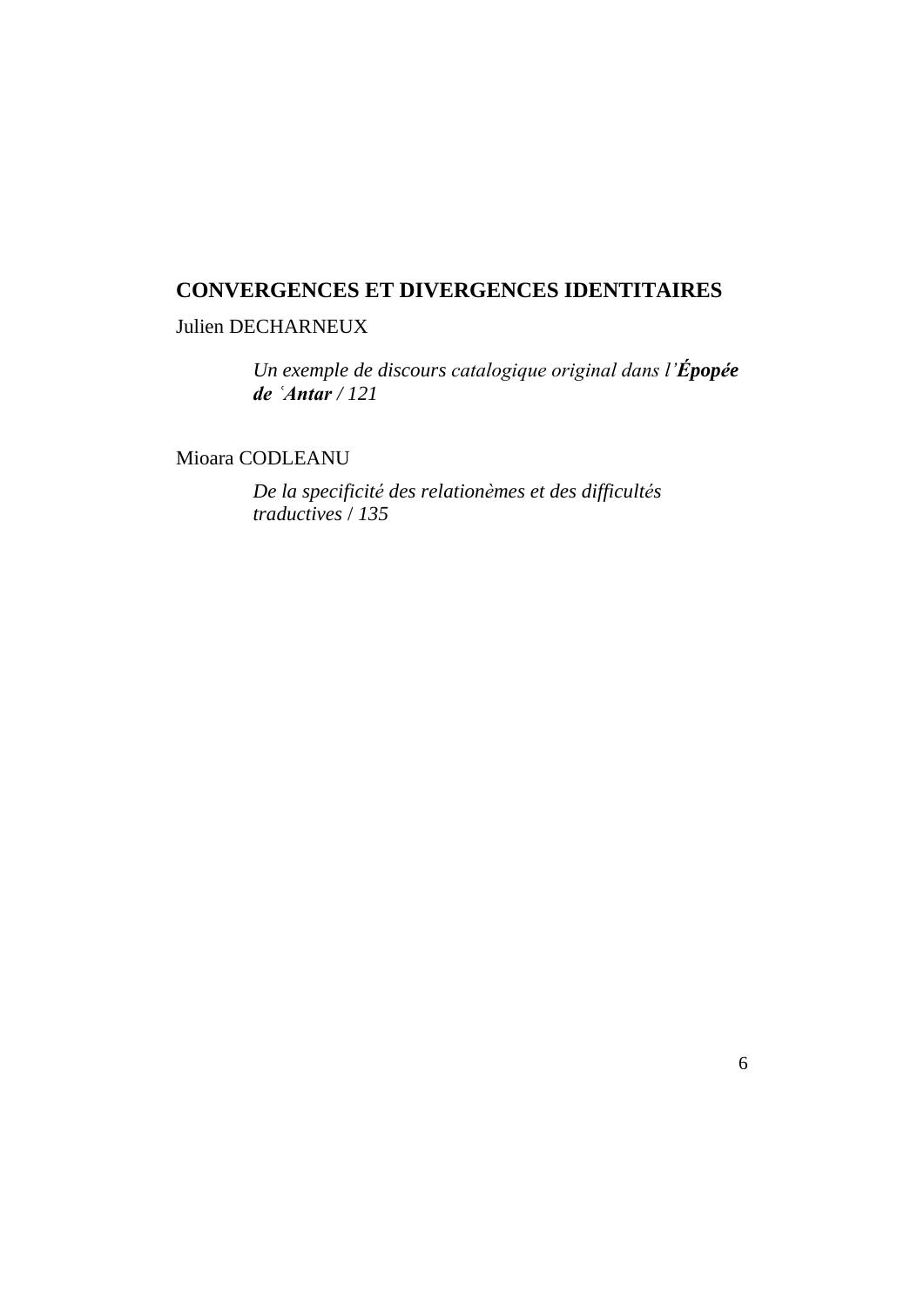**CONVERGENCES ET DIVERGENCES IDENTITAIRES**

Julien DECHARNEUX

*Un exemple de discours catalogique original dans l’**Épopée de ʿAntar** / 121*

Mioara CODLEANU

*De la specificité des relationèmes et des difficultés traductives / 135*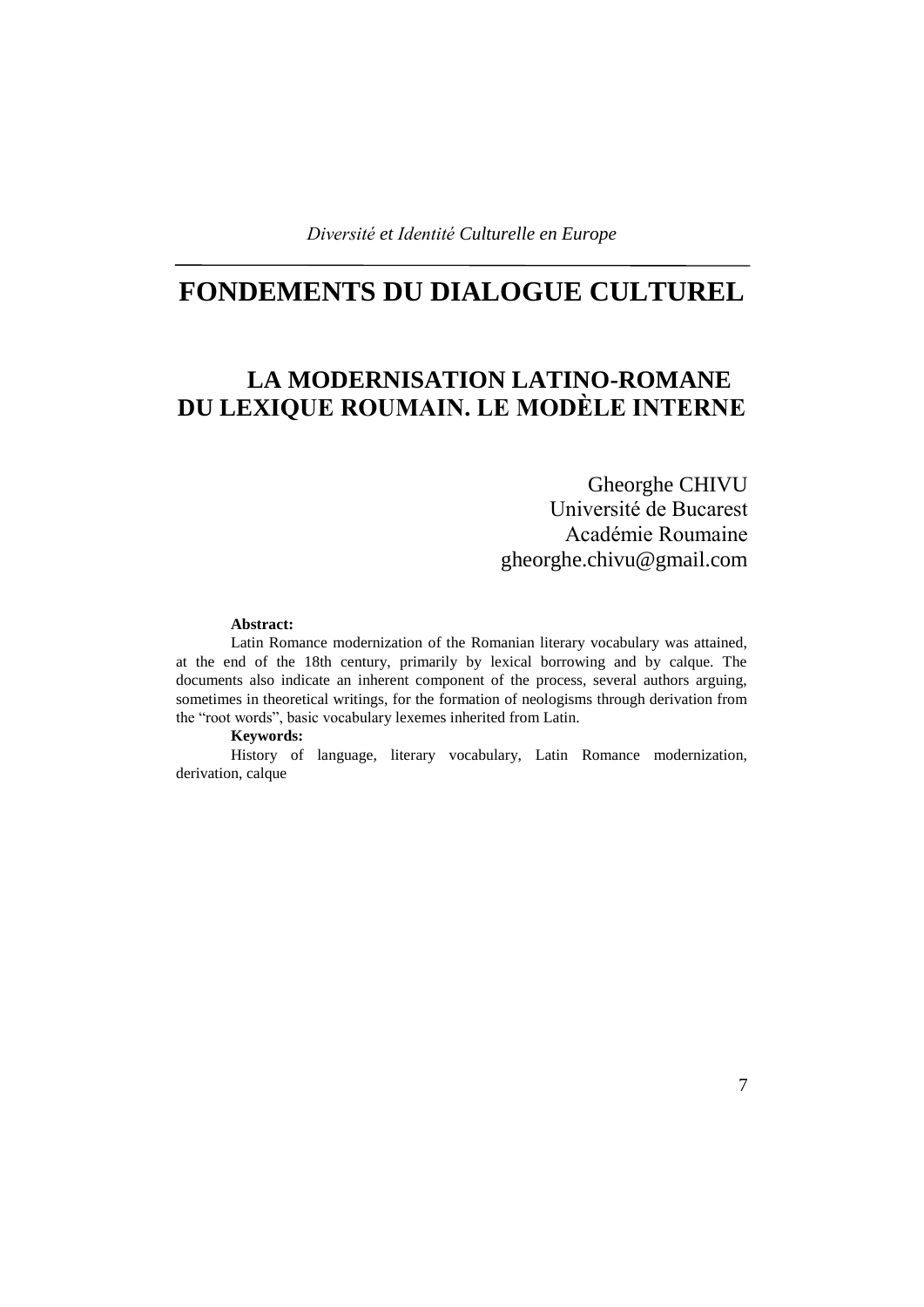# FONDEMENTS DU DIALOGUE CULTUREL

## LA MODERNISATION LATINO-ROMANE DU LEXIQUE ROUMAIN. LE MODÈLE INTERNE

Gheorghe CHIVU
Université de Bucarest
Académie Roumaine
gheorghe.chivu@gmail.com

**Abstract:**

Latin Romance modernization of the Romanian literary vocabulary was attained, at the end of the 18th century, primarily by lexical borrowing and by calque. The documents also indicate an inherent component of the process, several authors arguing, sometimes in theoretical writings, for the formation of neologisms through derivation from the "root words", basic vocabulary lexemes inherited from Latin.

**Keywords:**

History of language, literary vocabulary, Latin Romance modernization, derivation, calque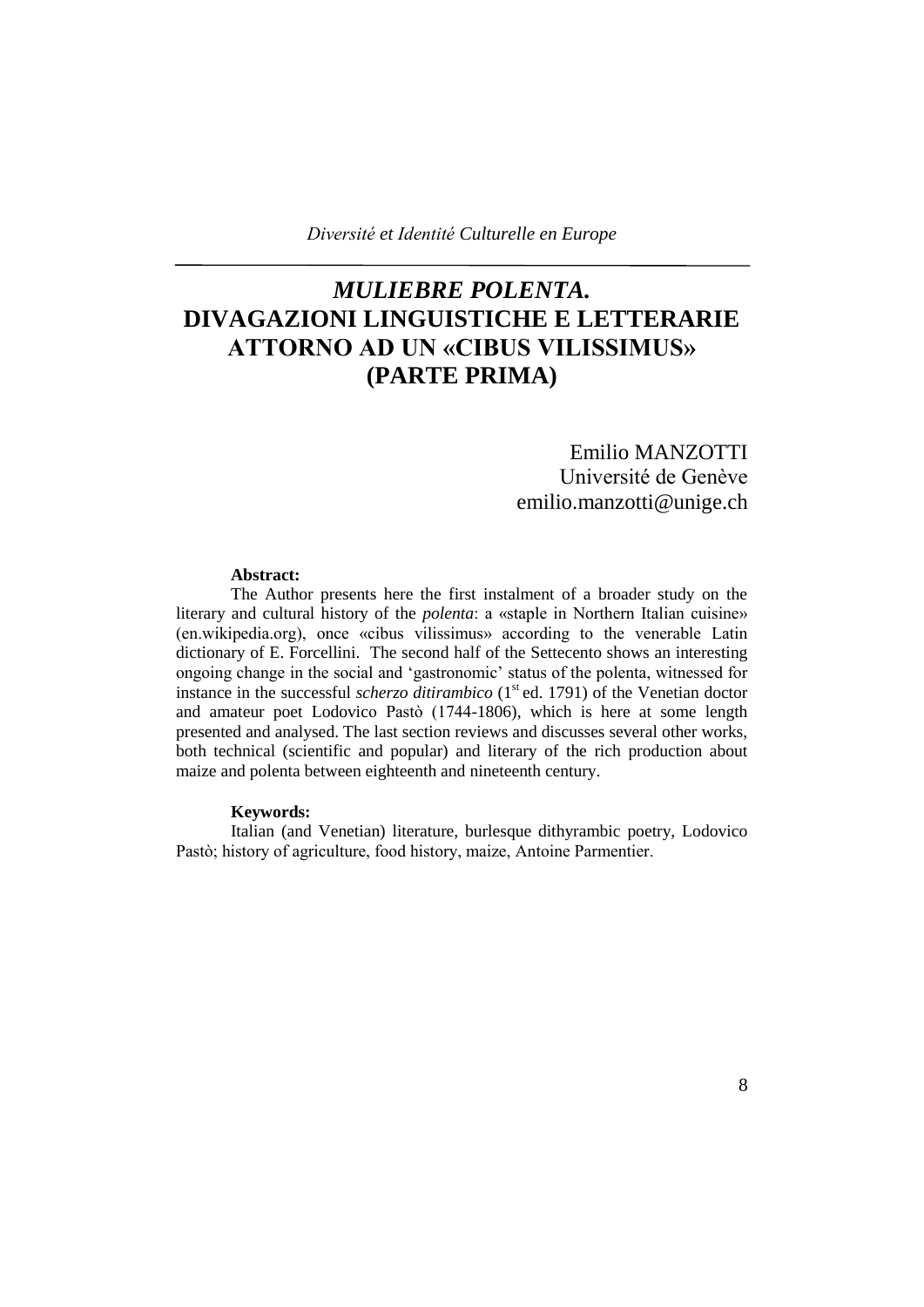# *MULIEBRE POLENTA.* DIVAGAZIONI LINGUISTICHE E LETTERARIE ATTORNO AD UN «CIBUS VILISSIMUS» (PARTE PRIMA)

Emilio MANZOTTI
Université de Genève
emilio.manzotti@unige.ch

**Abstract:**

The Author presents here the first instalment of a broader study on the literary and cultural history of the *polenta*: a «staple in Northern Italian cuisine» (en.wikipedia.org), once «cibus vilissimus» according to the venerable Latin dictionary of E. Forcellini. The second half of the Settecento shows an interesting ongoing change in the social and 'gastronomic' status of the polenta, witnessed for instance in the successful *scherzo ditirambico* (1st ed. 1791) of the Venetian doctor and amateur poet Lodovico Pastò (1744-1806), which is here at some length presented and analysed. The last section reviews and discusses several other works, both technical (scientific and popular) and literary of the rich production about maize and polenta between eighteenth and nineteenth century.

**Keywords:**

Italian (and Venetian) literature, burlesque dithyrambic poetry, Lodovico Pastò; history of agriculture, food history, maize, Antoine Parmentier.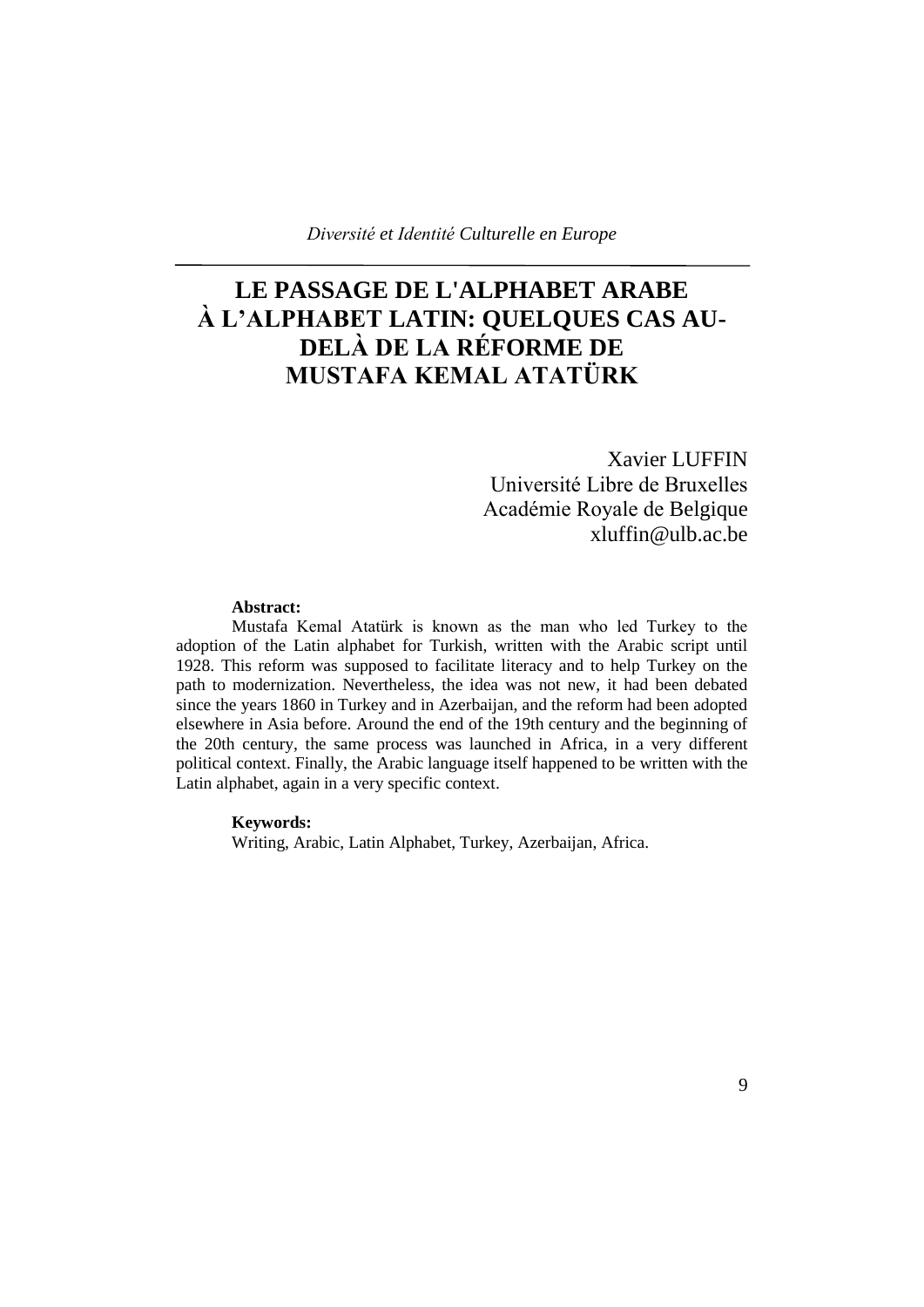*Diversité et Identité Culturelle en Europe*

# LE PASSAGE DE L'ALPHABET ARABE À L'ALPHABET LATIN: QUELQUES CAS AU-DELÀ DE LA RÉFORME DE MUSTAFA KEMAL ATATÜRK

Xavier LUFFIN
Université Libre de Bruxelles
Académie Royale de Belgique
xluffin@ulb.ac.be

**Abstract:**

Mustafa Kemal Atatürk is known as the man who led Turkey to the adoption of the Latin alphabet for Turkish, written with the Arabic script until 1928. This reform was supposed to facilitate literacy and to help Turkey on the path to modernization. Nevertheless, the idea was not new, it had been debated since the years 1860 in Turkey and in Azerbaijan, and the reform had been adopted elsewhere in Asia before. Around the end of the 19th century and the beginning of the 20th century, the same process was launched in Africa, in a very different political context. Finally, the Arabic language itself happened to be written with the Latin alphabet, again in a very specific context.

**Keywords:**

Writing, Arabic, Latin Alphabet, Turkey, Azerbaijan, Africa.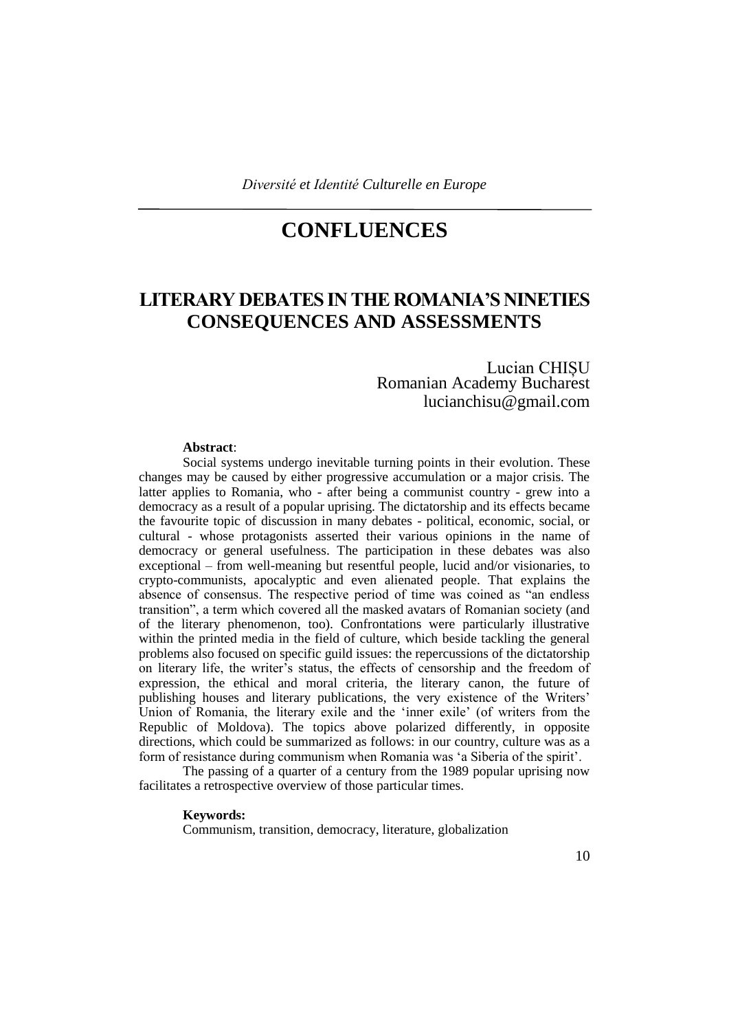# CONFLUENCES

## LITERARY DEBATES IN THE ROMANIA'S NINETIES CONSEQUENCES AND ASSESSMENTS

Lucian CHIȘU
Romanian Academy Bucharest
lucianchisu@gmail.com

**Abstract**:

Social systems undergo inevitable turning points in their evolution. These changes may be caused by either progressive accumulation or a major crisis. The latter applies to Romania, who - after being a communist country - grew into a democracy as a result of a popular uprising. The dictatorship and its effects became the favourite topic of discussion in many debates - political, economic, social, or cultural - whose protagonists asserted their various opinions in the name of democracy or general usefulness. The participation in these debates was also exceptional – from well-meaning but resentful people, lucid and/or visionaries, to crypto-communists, apocalyptic and even alienated people. That explains the absence of consensus. The respective period of time was coined as "an endless transition", a term which covered all the masked avatars of Romanian society (and of the literary phenomenon, too). Confrontations were particularly illustrative within the printed media in the field of culture, which beside tackling the general problems also focused on specific guild issues: the repercussions of the dictatorship on literary life, the writer's status, the effects of censorship and the freedom of expression, the ethical and moral criteria, the literary canon, the future of publishing houses and literary publications, the very existence of the Writers' Union of Romania, the literary exile and the 'inner exile' (of writers from the Republic of Moldova). The topics above polarized differently, in opposite directions, which could be summarized as follows: in our country, culture was as a form of resistance during communism when Romania was 'a Siberia of the spirit'.

The passing of a quarter of a century from the 1989 popular uprising now facilitates a retrospective overview of those particular times.

**Keywords:**

Communism, transition, democracy, literature, globalization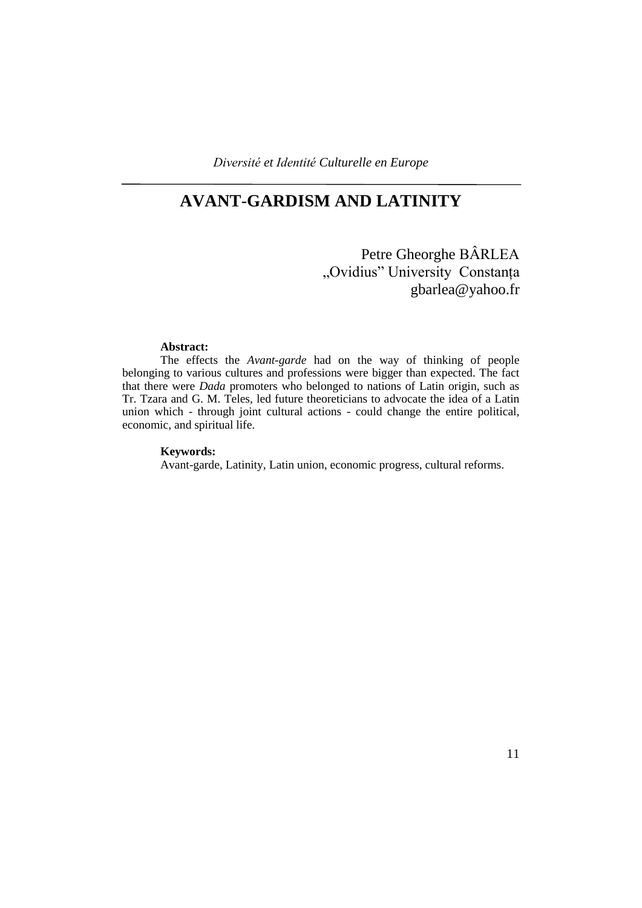# AVANT-GARDISM AND LATINITY

Petre Gheorghe BÂRLEA
„Ovidius" University Constanța
gbarlea@yahoo.fr

**Abstract:**

The effects the *Avant-garde* had on the way of thinking of people belonging to various cultures and professions were bigger than expected. The fact that there were *Dada* promoters who belonged to nations of Latin origin, such as Tr. Tzara and G. M. Teles, led future theoreticians to advocate the idea of a Latin union which - through joint cultural actions - could change the entire political, economic, and spiritual life.

**Keywords:**

Avant-garde, Latinity, Latin union, economic progress, cultural reforms.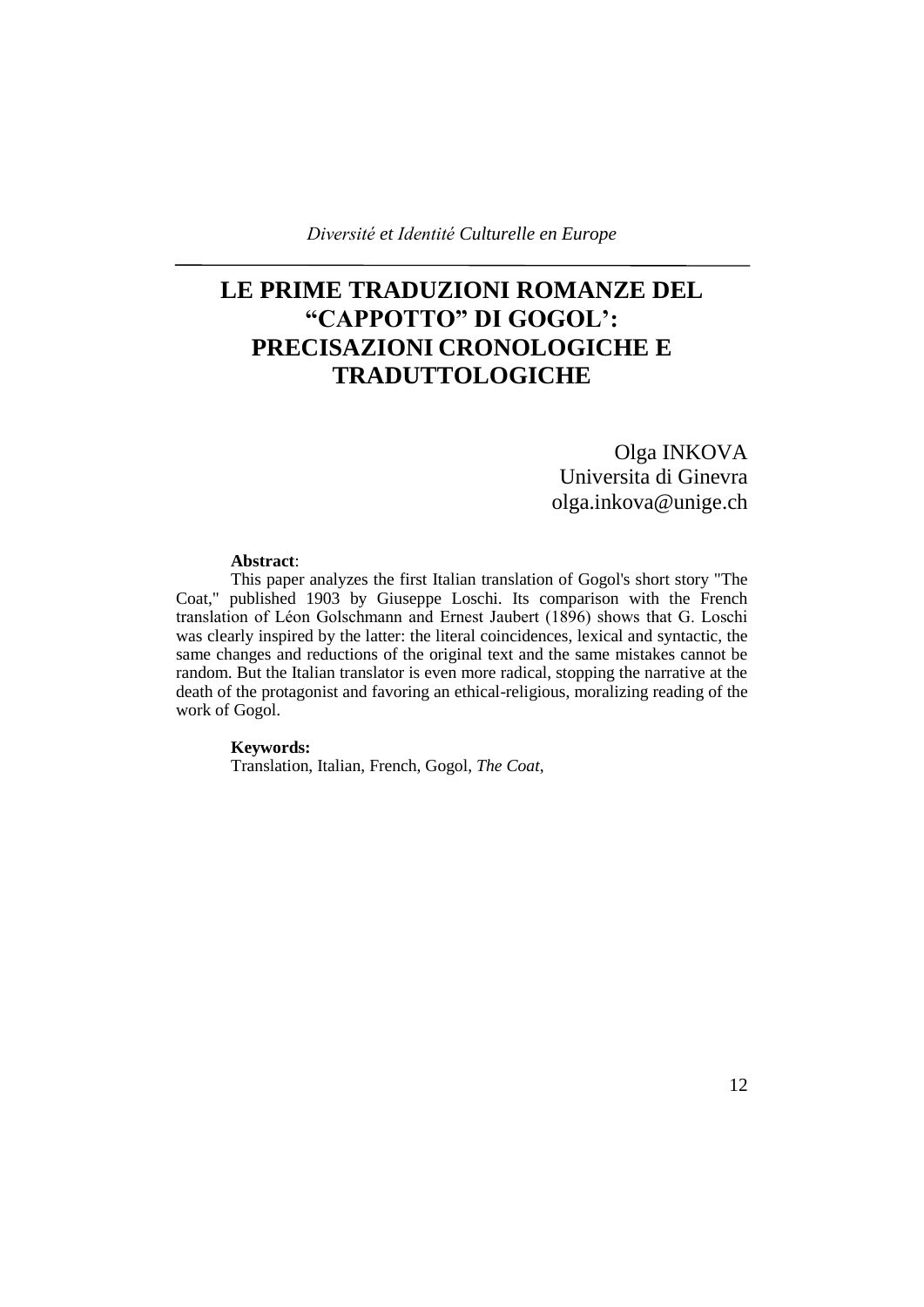*Diversité et Identité Culturelle en Europe*

# LE PRIME TRADUZIONI ROMANZE DEL "CAPPOTTO" DI GOGOL': PRECISAZIONI CRONOLOGICHE E TRADUTTOLOGICHE

Olga INKOVA
Universita di Ginevra
olga.inkova@unige.ch

**Abstract**:

This paper analyzes the first Italian translation of Gogol's short story "The Coat," published 1903 by Giuseppe Loschi. Its comparison with the French translation of Léon Golschmann and Ernest Jaubert (1896) shows that G. Loschi was clearly inspired by the latter: the literal coincidences, lexical and syntactic, the same changes and reductions of the original text and the same mistakes cannot be random. But the Italian translator is even more radical, stopping the narrative at the death of the protagonist and favoring an ethical-religious, moralizing reading of the work of Gogol.

**Keywords:**

Translation, Italian, French, Gogol, *The Coat*,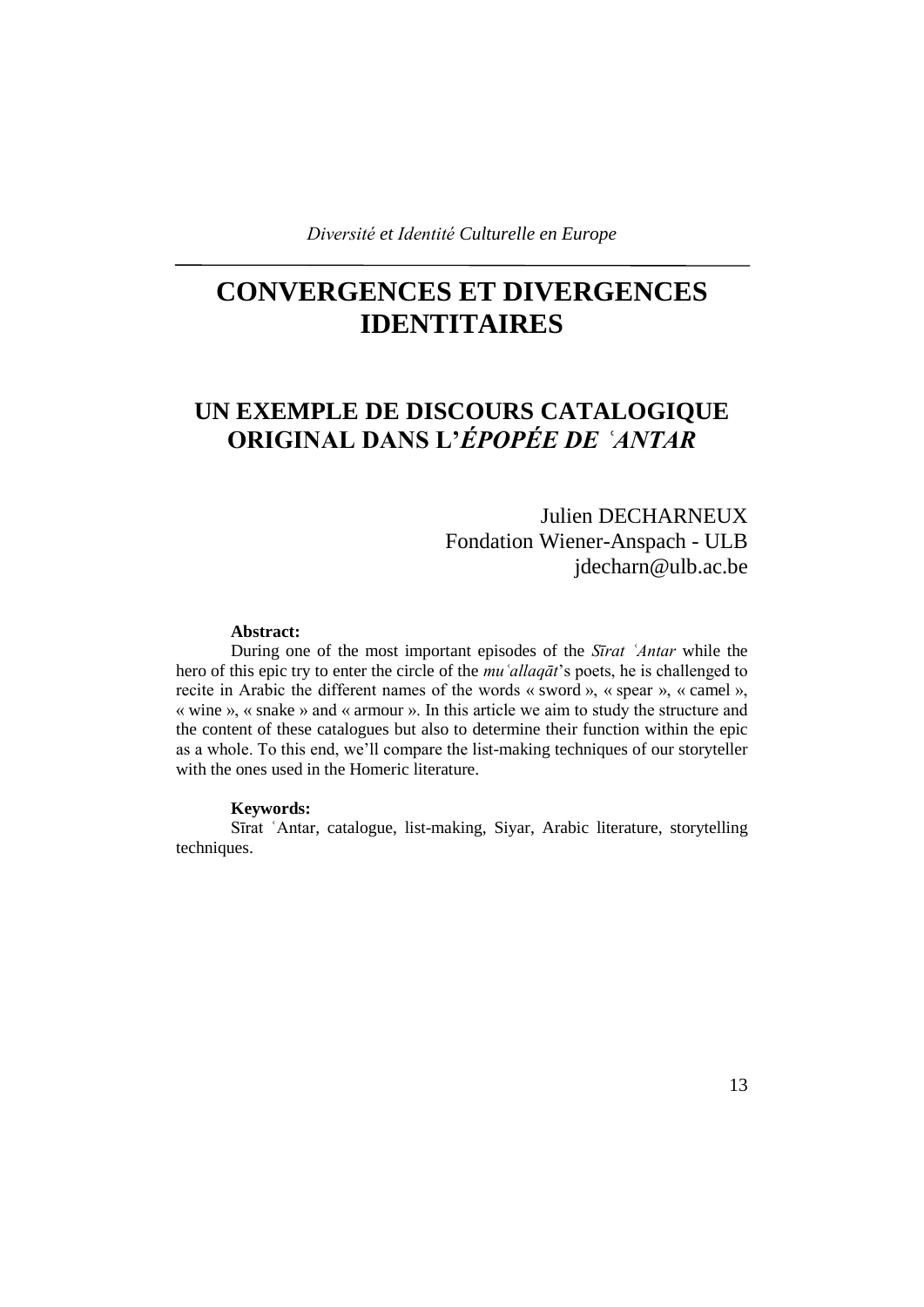*Diversité et Identité Culturelle en Europe*

# CONVERGENCES ET DIVERGENCES IDENTITAIRES

## UN EXEMPLE DE DISCOURS CATALOGIQUE ORIGINAL DANS L'*ÉPOPÉE DE ʿANTAR*

Julien DECHARNEUX
Fondation Wiener-Anspach - ULB
jdecharn@ulb.ac.be

**Abstract:**

During one of the most important episodes of the *Sīrat ʿAntar* while the hero of this epic try to enter the circle of the *muʿallaqāt*'s poets, he is challenged to recite in Arabic the different names of the words « sword », « spear », « camel », « wine », « snake » and « armour ». In this article we aim to study the structure and the content of these catalogues but also to determine their function within the epic as a whole. To this end, we'll compare the list-making techniques of our storyteller with the ones used in the Homeric literature.

**Keywords:**

Sīrat ʿAntar, catalogue, list-making, Siyar, Arabic literature, storytelling techniques.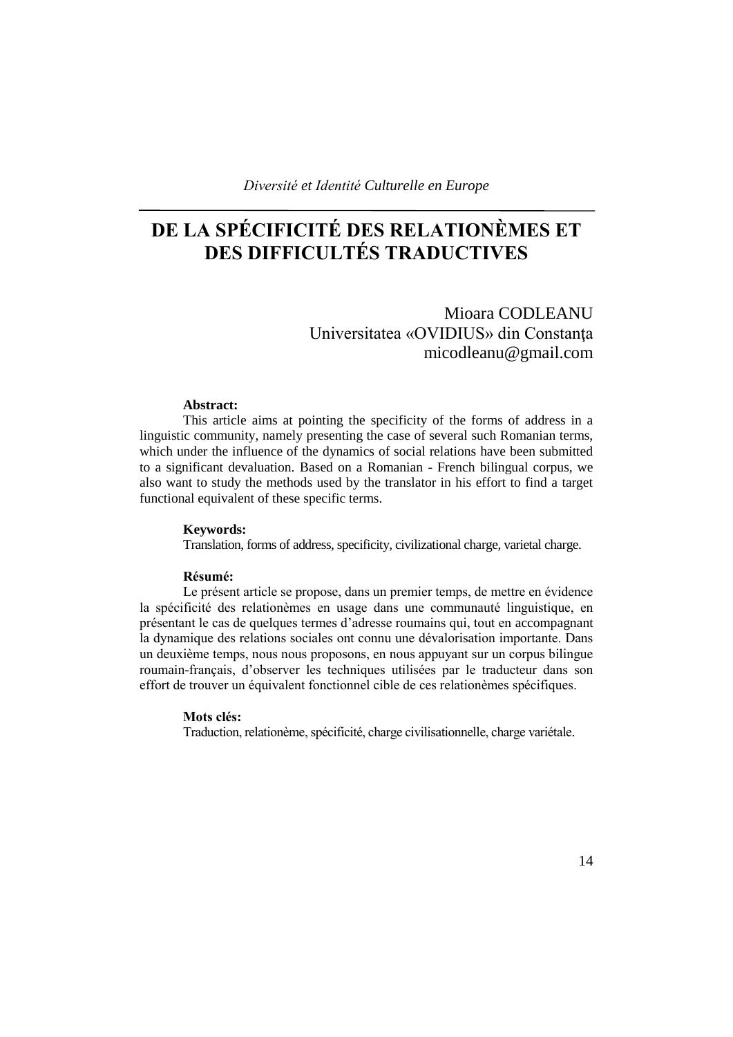*Diversité et Identité Culturelle en Europe*

# DE LA SPÉCIFICITÉ DES RELATIONÈMES ET DES DIFFICULTÉS TRADUCTIVES

Mioara CODLEANU
Universitatea «OVIDIUS» din Constanţa
micodleanu@gmail.com

**Abstract:**

This article aims at pointing the specificity of the forms of address in a linguistic community, namely presenting the case of several such Romanian terms, which under the influence of the dynamics of social relations have been submitted to a significant devaluation. Based on a Romanian - French bilingual corpus, we also want to study the methods used by the translator in his effort to find a target functional equivalent of these specific terms.

**Keywords:**

Translation, forms of address, specificity, civilizational charge, varietal charge.

**Résumé:**

Le présent article se propose, dans un premier temps, de mettre en évidence la spécificité des relationèmes en usage dans une communauté linguistique, en présentant le cas de quelques termes d'adresse roumains qui, tout en accompagnant la dynamique des relations sociales ont connu une dévalorisation importante. Dans un deuxième temps, nous nous proposons, en nous appuyant sur un corpus bilingue roumain-français, d'observer les techniques utilisées par le traducteur dans son effort de trouver un équivalent fonctionnel cible de ces relationèmes spécifiques.

**Mots clés:**

Traduction, relationème, spécificité, charge civilisationnelle, charge variétale.